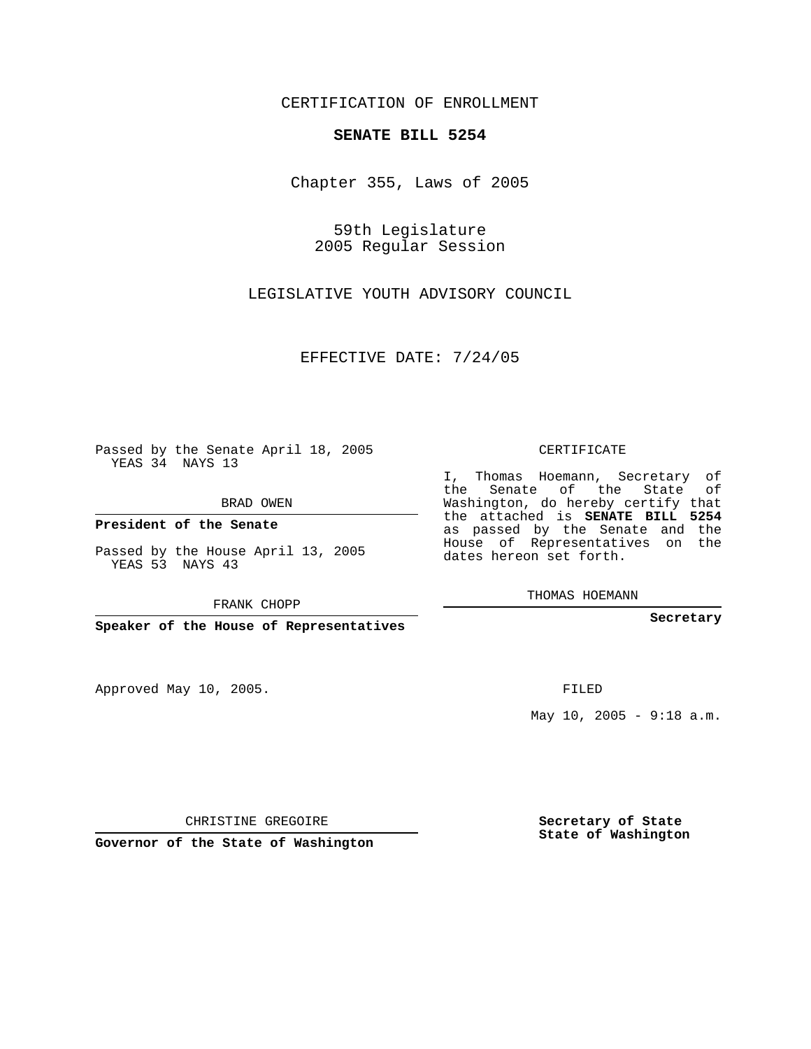CERTIFICATION OF ENROLLMENT

**SENATE BILL 5254**

Chapter 355, Laws of 2005

59th Legislature
2005 Regular Session

LEGISLATIVE YOUTH ADVISORY COUNCIL

EFFECTIVE DATE: 7/24/05

Passed by the Senate April 18, 2005
YEAS 34 NAYS 13

BRAD OWEN

**President of the Senate**

Passed by the House April 13, 2005
YEAS 53 NAYS 43

FRANK CHOPP

**Speaker of the House of Representatives**

CERTIFICATE

I, Thomas Hoemann, Secretary of the Senate of the State of Washington, do hereby certify that the attached is **SENATE BILL 5254** as passed by the Senate and the House of Representatives on the dates hereon set forth.

THOMAS HOEMANN

**Secretary**

Approved May 10, 2005.

FILED

May 10, 2005 - 9:18 a.m.

CHRISTINE GREGOIRE

**Governor of the State of Washington**

**Secretary of State**
**State of Washington**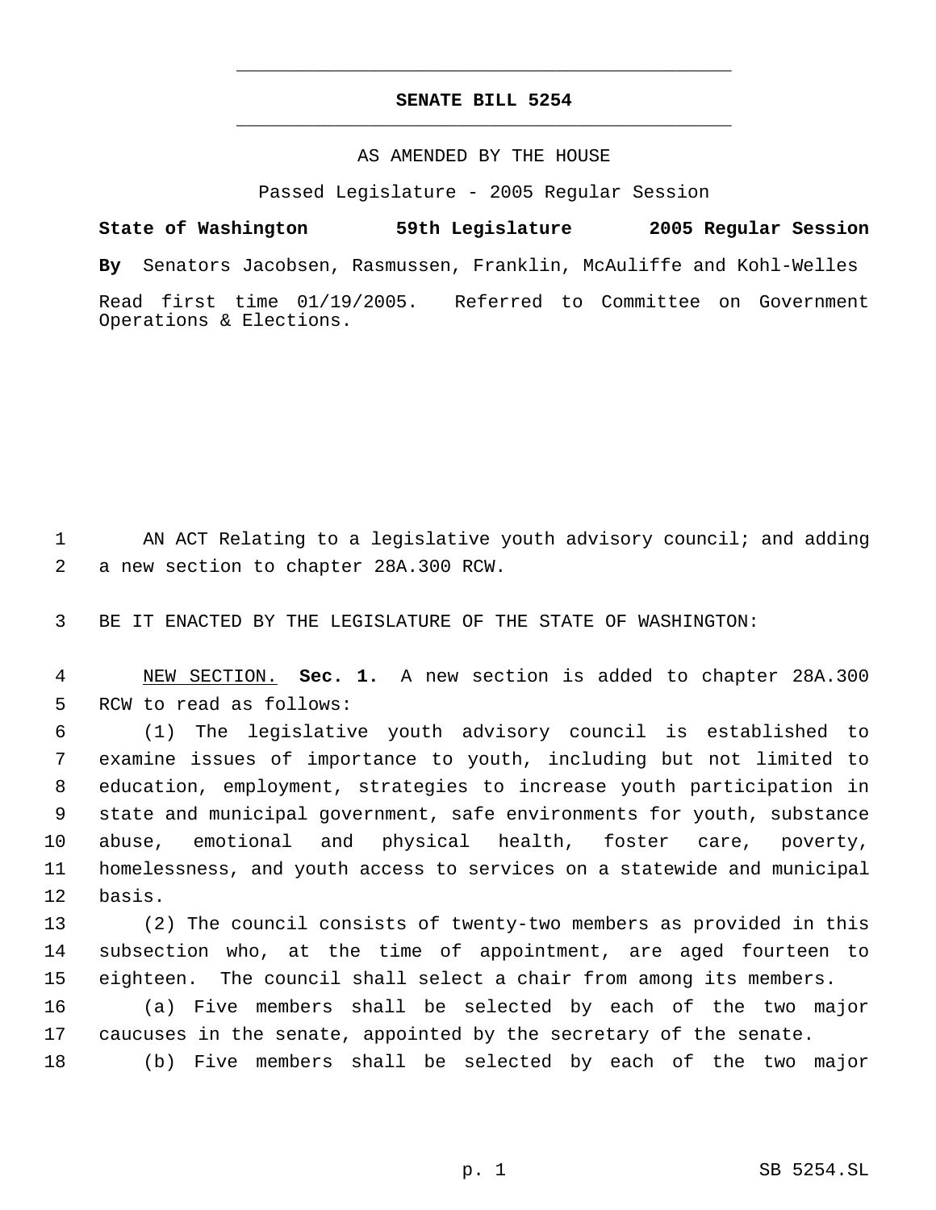**SENATE BILL 5254**

AS AMENDED BY THE HOUSE

Passed Legislature - 2005 Regular Session

**State of Washington 59th Legislature 2005 Regular Session**

**By** Senators Jacobsen, Rasmussen, Franklin, McAuliffe and Kohl-Welles

Read first time 01/19/2005. Referred to Committee on Government Operations & Elections.

AN ACT Relating to a legislative youth advisory council; and adding a new section to chapter 28A.300 RCW.

BE IT ENACTED BY THE LEGISLATURE OF THE STATE OF WASHINGTON:

NEW SECTION. **Sec. 1.** A new section is added to chapter 28A.300 RCW to read as follows:

(1) The legislative youth advisory council is established to examine issues of importance to youth, including but not limited to education, employment, strategies to increase youth participation in state and municipal government, safe environments for youth, substance abuse, emotional and physical health, foster care, poverty, homelessness, and youth access to services on a statewide and municipal basis.

(2) The council consists of twenty-two members as provided in this subsection who, at the time of appointment, are aged fourteen to eighteen. The council shall select a chair from among its members.

(a) Five members shall be selected by each of the two major caucuses in the senate, appointed by the secretary of the senate.

(b) Five members shall be selected by each of the two major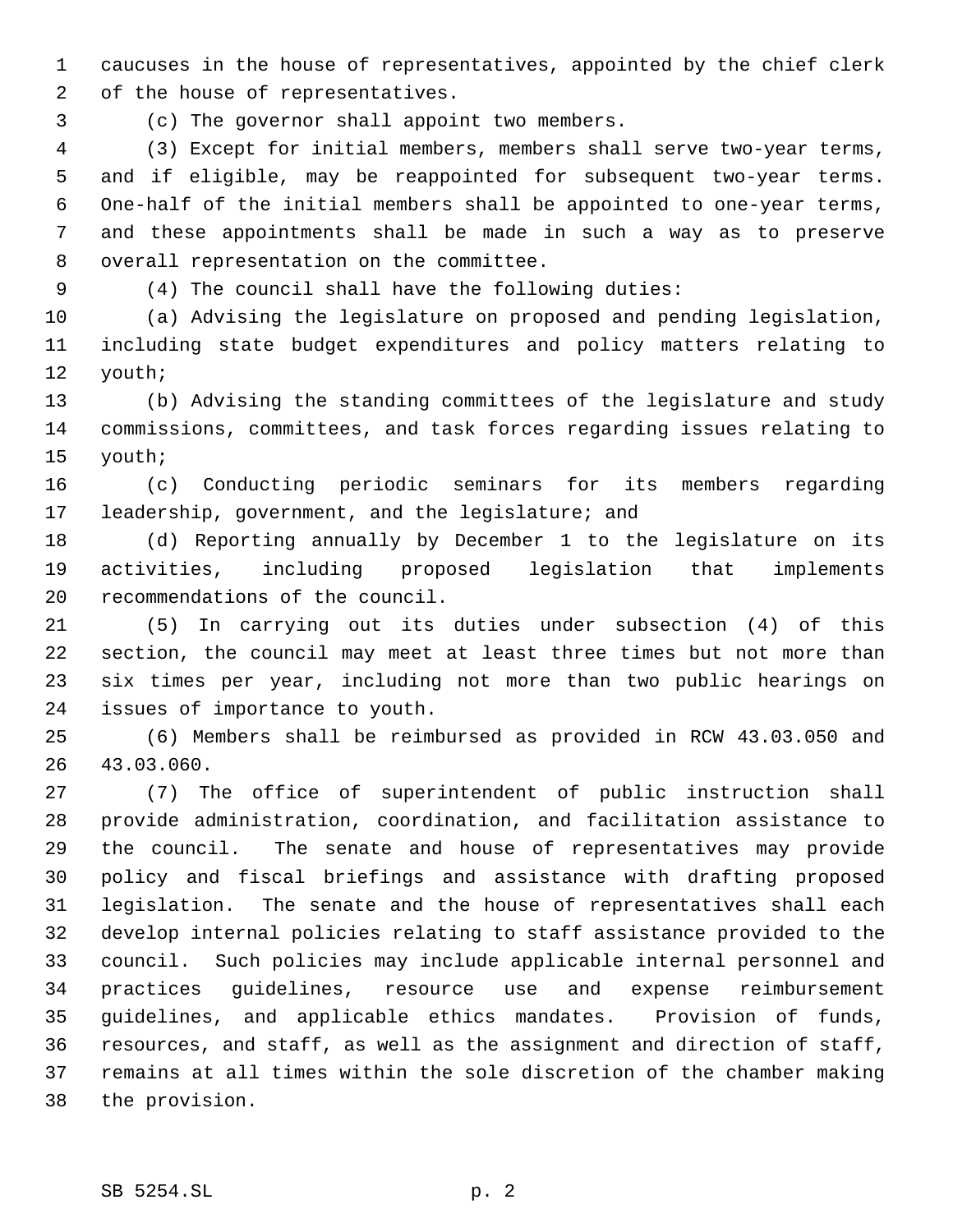caucuses in the house of representatives, appointed by the chief clerk of the house of representatives.

(c) The governor shall appoint two members.

(3) Except for initial members, members shall serve two-year terms, and if eligible, may be reappointed for subsequent two-year terms. One-half of the initial members shall be appointed to one-year terms, and these appointments shall be made in such a way as to preserve overall representation on the committee.

(4) The council shall have the following duties:

(a) Advising the legislature on proposed and pending legislation, including state budget expenditures and policy matters relating to youth;

(b) Advising the standing committees of the legislature and study commissions, committees, and task forces regarding issues relating to youth;

(c) Conducting periodic seminars for its members regarding leadership, government, and the legislature; and

(d) Reporting annually by December 1 to the legislature on its activities, including proposed legislation that implements recommendations of the council.

(5) In carrying out its duties under subsection (4) of this section, the council may meet at least three times but not more than six times per year, including not more than two public hearings on issues of importance to youth.

(6) Members shall be reimbursed as provided in RCW 43.03.050 and 43.03.060.

(7) The office of superintendent of public instruction shall provide administration, coordination, and facilitation assistance to the council. The senate and house of representatives may provide policy and fiscal briefings and assistance with drafting proposed legislation. The senate and the house of representatives shall each develop internal policies relating to staff assistance provided to the council. Such policies may include applicable internal personnel and practices guidelines, resource use and expense reimbursement guidelines, and applicable ethics mandates. Provision of funds, resources, and staff, as well as the assignment and direction of staff, remains at all times within the sole discretion of the chamber making the provision.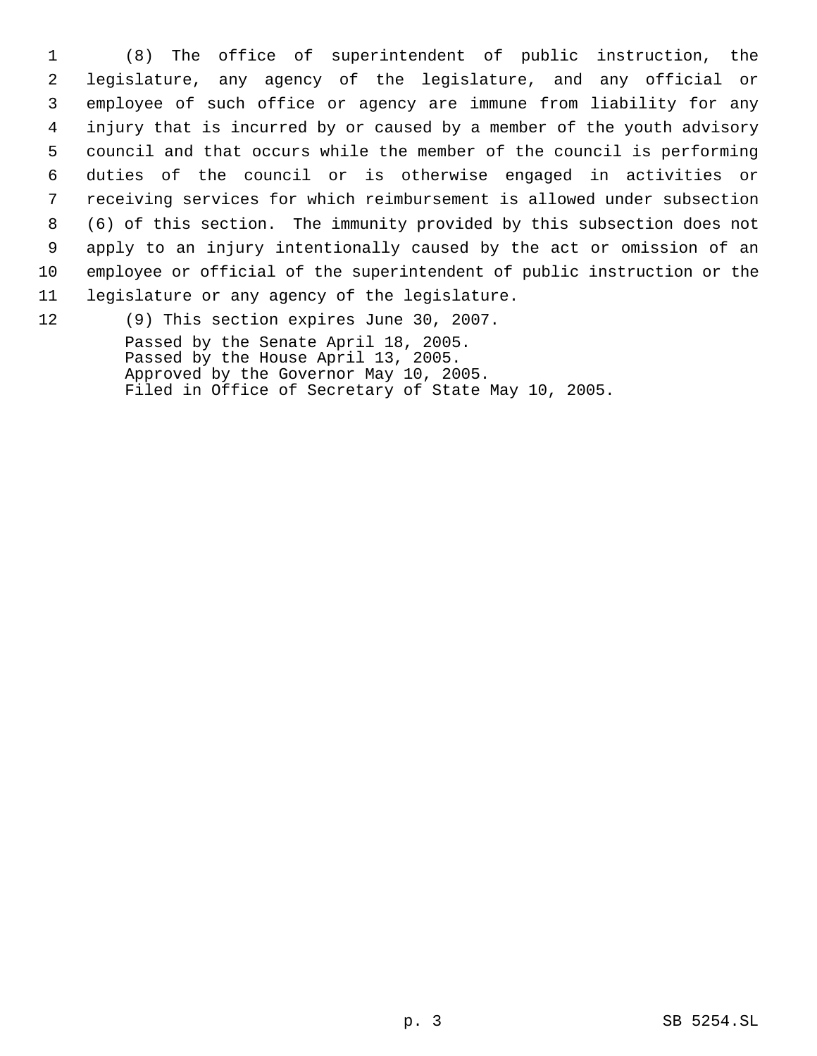(8) The office of superintendent of public instruction, the legislature, any agency of the legislature, and any official or employee of such office or agency are immune from liability for any injury that is incurred by or caused by a member of the youth advisory council and that occurs while the member of the council is performing duties of the council or is otherwise engaged in activities or receiving services for which reimbursement is allowed under subsection (6) of this section. The immunity provided by this subsection does not apply to an injury intentionally caused by the act or omission of an employee or official of the superintendent of public instruction or the legislature or any agency of the legislature.

(9) This section expires June 30, 2007.

Passed by the Senate April 18, 2005.
Passed by the House April 13, 2005.
Approved by the Governor May 10, 2005.
Filed in Office of Secretary of State May 10, 2005.